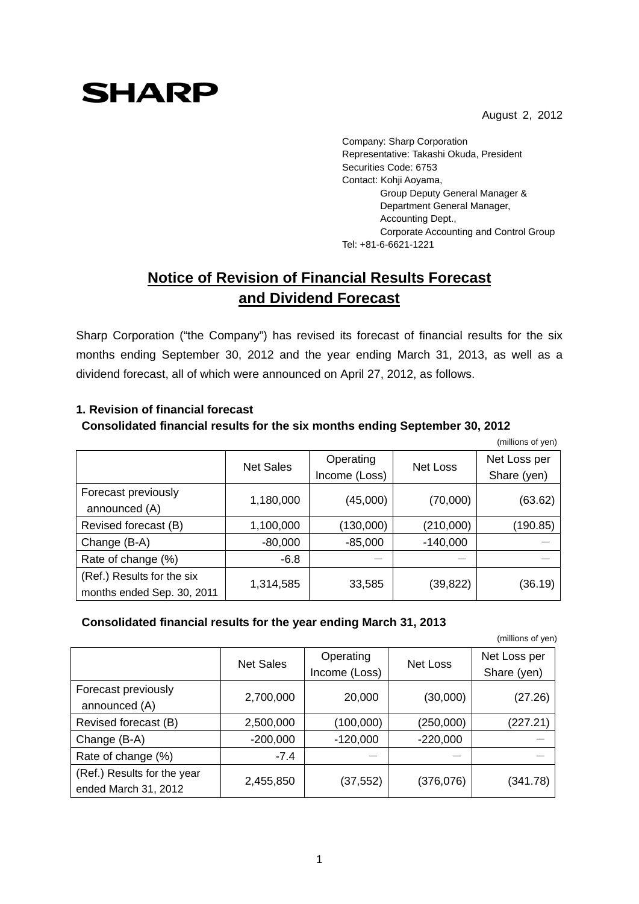SHARP

August 2, 2012

Company: Sharp Corporation
Representative: Takashi Okuda, President
Securities Code: 6753
Contact: Kohji Aoyama,
Group Deputy General Manager &
Department General Manager,
Accounting Dept.,
Corporate Accounting and Control Group
Tel: +81-6-6621-1221

# Notice of Revision of Financial Results Forecast and Dividend Forecast

Sharp Corporation (“the Company”) has revised its forecast of financial results for the six months ending September 30, 2012 and the year ending March 31, 2013, as well as a dividend forecast, all of which were announced on April 27, 2012, as follows.

### 1. Revision of financial forecast

**Consolidated financial results for the six months ending September 30, 2012**

(millions of yen)

| | Net Sales | Operating Income (Loss) | Net Loss | Net Loss per Share (yen) |
|---|---|---|---|---|
| Forecast previously announced (A) | 1,180,000 | (45,000) | (70,000) | (63.62) |
| Revised forecast (B) | 1,100,000 | (130,000) | (210,000) | (190.85) |
| Change (B-A) | -80,000 | -85,000 | -140,000 | － |
| Rate of change (%) | -6.8 | － | － | － |
| (Ref.) Results for the six months ended Sep. 30, 2011 | 1,314,585 | 33,585 | (39,822) | (36.19) |

**Consolidated financial results for the year ending March 31, 2013**

(millions of yen)

| | Net Sales | Operating Income (Loss) | Net Loss | Net Loss per Share (yen) |
|---|---|---|---|---|
| Forecast previously announced (A) | 2,700,000 | 20,000 | (30,000) | (27.26) |
| Revised forecast (B) | 2,500,000 | (100,000) | (250,000) | (227.21) |
| Change (B-A) | -200,000 | -120,000 | -220,000 | － |
| Rate of change (%) | -7.4 | － | － | － |
| (Ref.) Results for the year ended March 31, 2012 | 2,455,850 | (37,552) | (376,076) | (341.78) |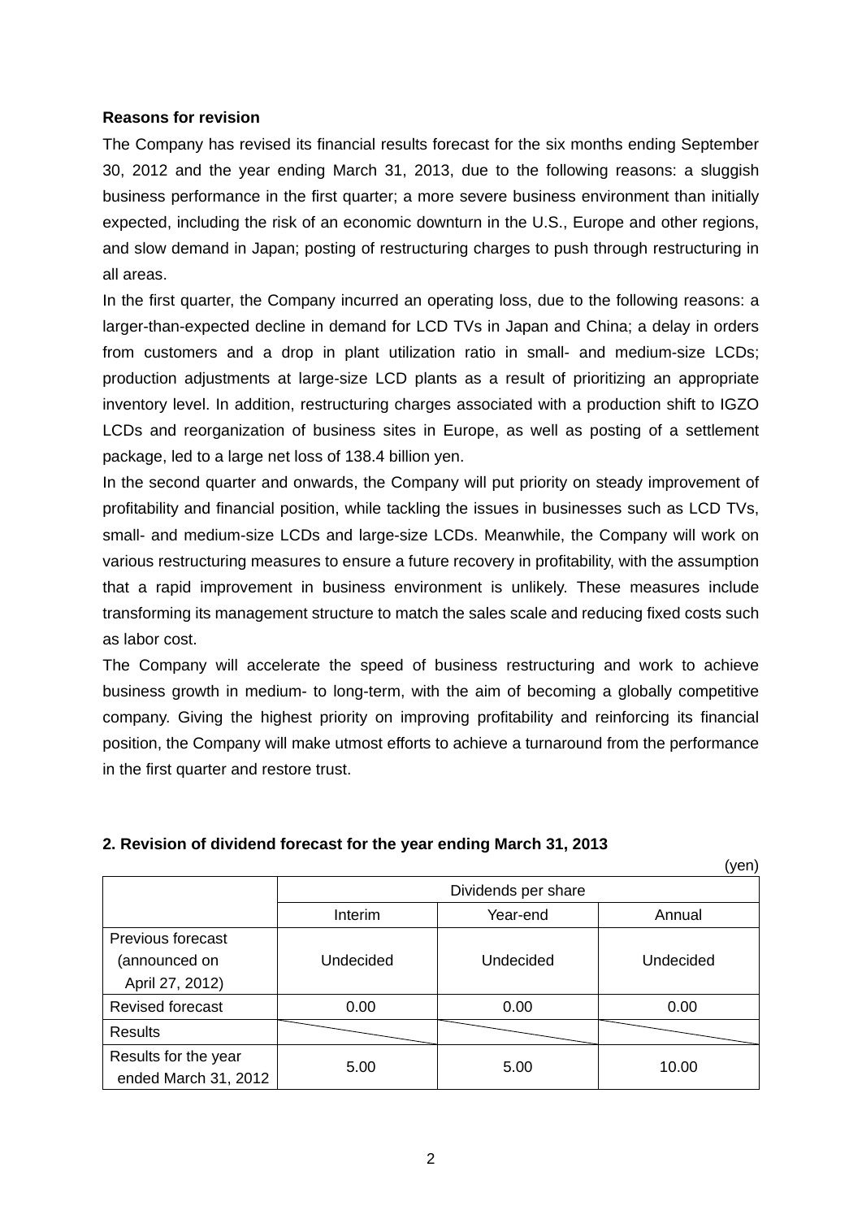**Reasons for revision**

The Company has revised its financial results forecast for the six months ending September 30, 2012 and the year ending March 31, 2013, due to the following reasons: a sluggish business performance in the first quarter; a more severe business environment than initially expected, including the risk of an economic downturn in the U.S., Europe and other regions, and slow demand in Japan; posting of restructuring charges to push through restructuring in all areas.

In the first quarter, the Company incurred an operating loss, due to the following reasons: a larger-than-expected decline in demand for LCD TVs in Japan and China; a delay in orders from customers and a drop in plant utilization ratio in small- and medium-size LCDs; production adjustments at large-size LCD plants as a result of prioritizing an appropriate inventory level. In addition, restructuring charges associated with a production shift to IGZO LCDs and reorganization of business sites in Europe, as well as posting of a settlement package, led to a large net loss of 138.4 billion yen.

In the second quarter and onwards, the Company will put priority on steady improvement of profitability and financial position, while tackling the issues in businesses such as LCD TVs, small- and medium-size LCDs and large-size LCDs. Meanwhile, the Company will work on various restructuring measures to ensure a future recovery in profitability, with the assumption that a rapid improvement in business environment is unlikely. These measures include transforming its management structure to match the sales scale and reducing fixed costs such as labor cost.

The Company will accelerate the speed of business restructuring and work to achieve business growth in medium- to long-term, with the aim of becoming a globally competitive company. Giving the highest priority on improving profitability and reinforcing its financial position, the Company will make utmost efforts to achieve a turnaround from the performance in the first quarter and restore trust.

**2. Revision of dividend forecast for the year ending March 31, 2013**

(yen)

| | Dividends per share | | |
|---|---|---|---|
| | Interim | Year-end | Annual |
| Previous forecast (announced on April 27, 2012) | Undecided | Undecided | Undecided |
| Revised forecast | 0.00 | 0.00 | 0.00 |
| Results | | | |
| Results for the year ended March 31, 2012 | 5.00 | 5.00 | 10.00 |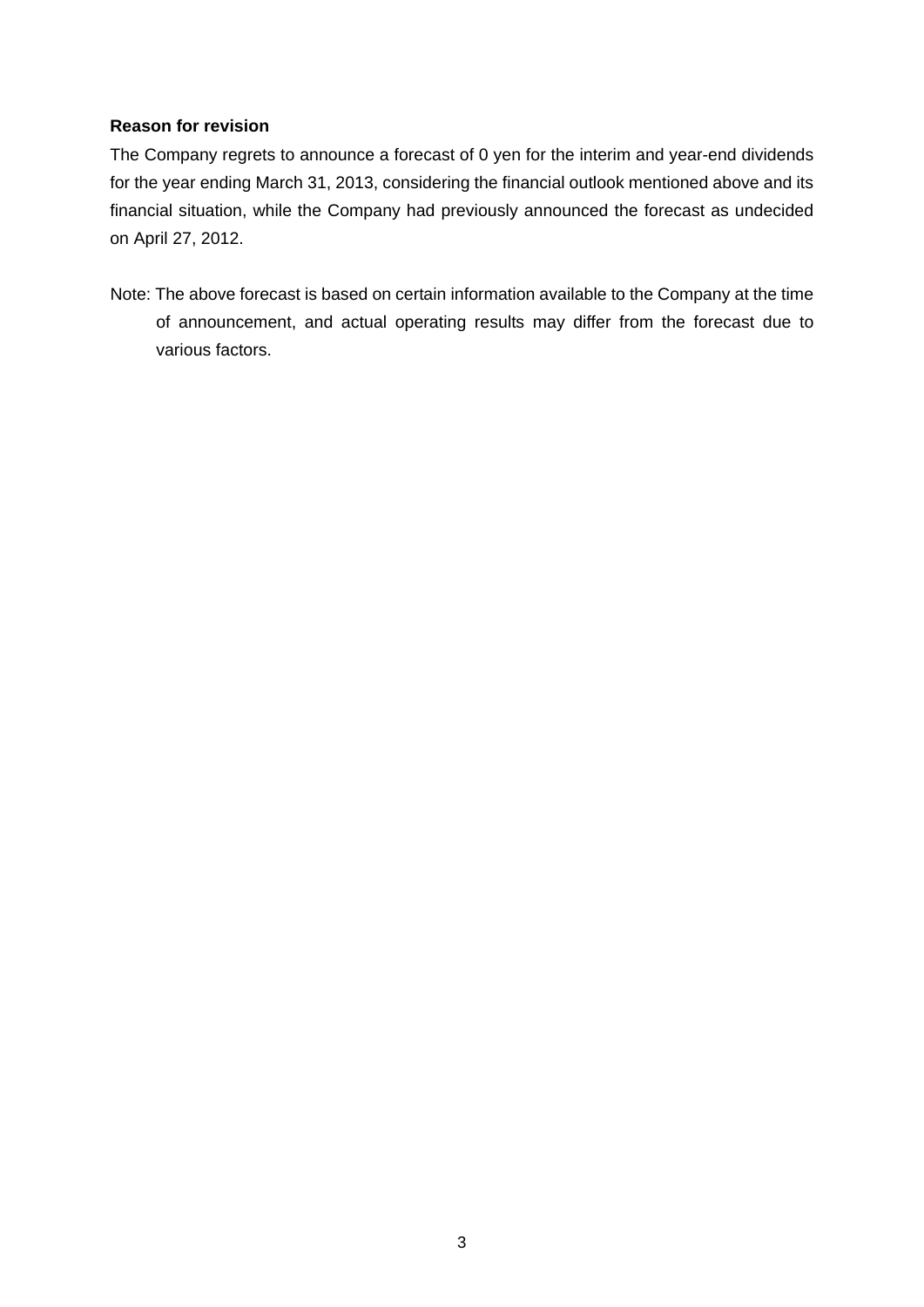**Reason for revision**

The Company regrets to announce a forecast of 0 yen for the interim and year-end dividends for the year ending March 31, 2013, considering the financial outlook mentioned above and its financial situation, while the Company had previously announced the forecast as undecided on April 27, 2012.

Note: The above forecast is based on certain information available to the Company at the time of announcement, and actual operating results may differ from the forecast due to various factors.